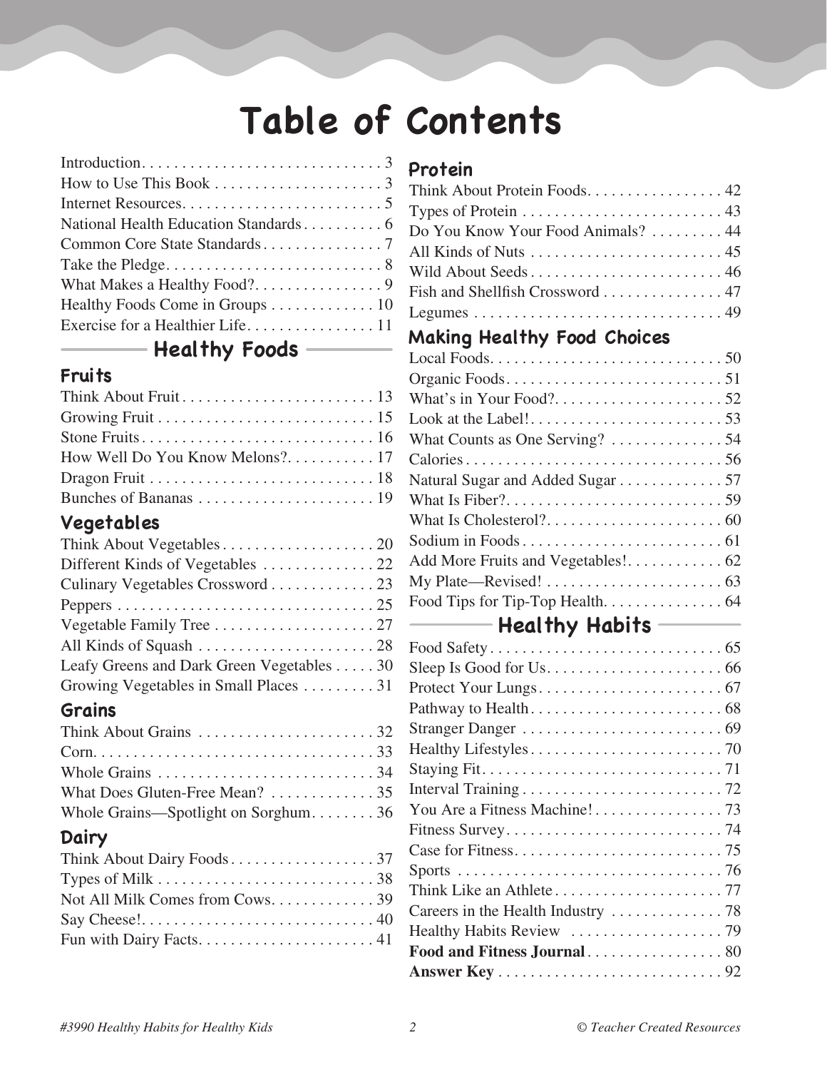# Table of Contents

Introduction. . . . . . . . . . . . . . . . . . . . . . . . . . . . . . 3
How to Use This Book . . . . . . . . . . . . . . . . . . . . . 3
Internet Resources. . . . . . . . . . . . . . . . . . . . . . . . . 5
National Health Education Standards . . . . . . . . . . 6
Common Core State Standards . . . . . . . . . . . . . . . 7
Take the Pledge. . . . . . . . . . . . . . . . . . . . . . . . . . . 8
What Makes a Healthy Food?. . . . . . . . . . . . . . . . 9
Healthy Foods Come in Groups . . . . . . . . . . . . . 10
Exercise for a Healthier Life. . . . . . . . . . . . . . . . 11

## Healthy Foods

### Fruits

Think About Fruit . . . . . . . . . . . . . . . . . . . . . . . . 13
Growing Fruit . . . . . . . . . . . . . . . . . . . . . . . . . . . 15
Stone Fruits. . . . . . . . . . . . . . . . . . . . . . . . . . . . . 16
How Well Do You Know Melons?. . . . . . . . . . . 17
Dragon Fruit . . . . . . . . . . . . . . . . . . . . . . . . . . . . 18
Bunches of Bananas . . . . . . . . . . . . . . . . . . . . . . 19

### Vegetables

Think About Vegetables . . . . . . . . . . . . . . . . . . . 20
Different Kinds of Vegetables . . . . . . . . . . . . . . 22
Culinary Vegetables Crossword . . . . . . . . . . . . . 23
Peppers . . . . . . . . . . . . . . . . . . . . . . . . . . . . . . . . 25
Vegetable Family Tree . . . . . . . . . . . . . . . . . . . . 27
All Kinds of Squash . . . . . . . . . . . . . . . . . . . . . . 28
Leafy Greens and Dark Green Vegetables . . . . . 30
Growing Vegetables in Small Places . . . . . . . . . 31

### Grains

Think About Grains . . . . . . . . . . . . . . . . . . . . . . 32
Corn. . . . . . . . . . . . . . . . . . . . . . . . . . . . . . . . . . . 33
Whole Grains . . . . . . . . . . . . . . . . . . . . . . . . . . . 34
What Does Gluten-Free Mean? . . . . . . . . . . . . . 35
Whole Grains—Spotlight on Sorghum. . . . . . . . 36

### Dairy

Think About Dairy Foods . . . . . . . . . . . . . . . . . . 37
Types of Milk . . . . . . . . . . . . . . . . . . . . . . . . . . . 38
Not All Milk Comes from Cows. . . . . . . . . . . . . 39
Say Cheese!. . . . . . . . . . . . . . . . . . . . . . . . . . . . . 40
Fun with Dairy Facts. . . . . . . . . . . . . . . . . . . . . . 41

### Protein

Think About Protein Foods. . . . . . . . . . . . . . . . . 42
Types of Protein . . . . . . . . . . . . . . . . . . . . . . . . . 43
Do You Know Your Food Animals? . . . . . . . . . 44
All Kinds of Nuts . . . . . . . . . . . . . . . . . . . . . . . . 45
Wild About Seeds . . . . . . . . . . . . . . . . . . . . . . . . 46
Fish and Shellfish Crossword . . . . . . . . . . . . . . . 47
Legumes . . . . . . . . . . . . . . . . . . . . . . . . . . . . . . . 49

### Making Healthy Food Choices

Local Foods. . . . . . . . . . . . . . . . . . . . . . . . . . . . . 50
Organic Foods. . . . . . . . . . . . . . . . . . . . . . . . . . . 51
What's in Your Food?. . . . . . . . . . . . . . . . . . . . . 52
Look at the Label!. . . . . . . . . . . . . . . . . . . . . . . . 53
What Counts as One Serving? . . . . . . . . . . . . . . 54
Calories . . . . . . . . . . . . . . . . . . . . . . . . . . . . . . . . 56
Natural Sugar and Added Sugar . . . . . . . . . . . . . 57
What Is Fiber?. . . . . . . . . . . . . . . . . . . . . . . . . . . 59
What Is Cholesterol?. . . . . . . . . . . . . . . . . . . . . . 60
Sodium in Foods . . . . . . . . . . . . . . . . . . . . . . . . . 61
Add More Fruits and Vegetables!. . . . . . . . . . . . 62
My Plate—Revised! . . . . . . . . . . . . . . . . . . . . . . 63
Food Tips for Tip-Top Health. . . . . . . . . . . . . . . 64

## Healthy Habits

Food Safety . . . . . . . . . . . . . . . . . . . . . . . . . . . . . 65
Sleep Is Good for Us. . . . . . . . . . . . . . . . . . . . . . 66
Protect Your Lungs . . . . . . . . . . . . . . . . . . . . . . . 67
Pathway to Health . . . . . . . . . . . . . . . . . . . . . . . . 68
Stranger Danger . . . . . . . . . . . . . . . . . . . . . . . . . 69
Healthy Lifestyles . . . . . . . . . . . . . . . . . . . . . . . . 70
Staying Fit. . . . . . . . . . . . . . . . . . . . . . . . . . . . . . 71
Interval Training . . . . . . . . . . . . . . . . . . . . . . . . . 72
You Are a Fitness Machine! . . . . . . . . . . . . . . . . 73
Fitness Survey . . . . . . . . . . . . . . . . . . . . . . . . . . . 74
Case for Fitness. . . . . . . . . . . . . . . . . . . . . . . . . . 75
Sports . . . . . . . . . . . . . . . . . . . . . . . . . . . . . . . . . 76
Think Like an Athlete . . . . . . . . . . . . . . . . . . . . . 77
Careers in the Health Industry . . . . . . . . . . . . . . 78
Healthy Habits Review . . . . . . . . . . . . . . . . . . . 79
**Food and Fitness Journal** . . . . . . . . . . . . . . . . . 80
**Answer Key** . . . . . . . . . . . . . . . . . . . . . . . . . . . . 92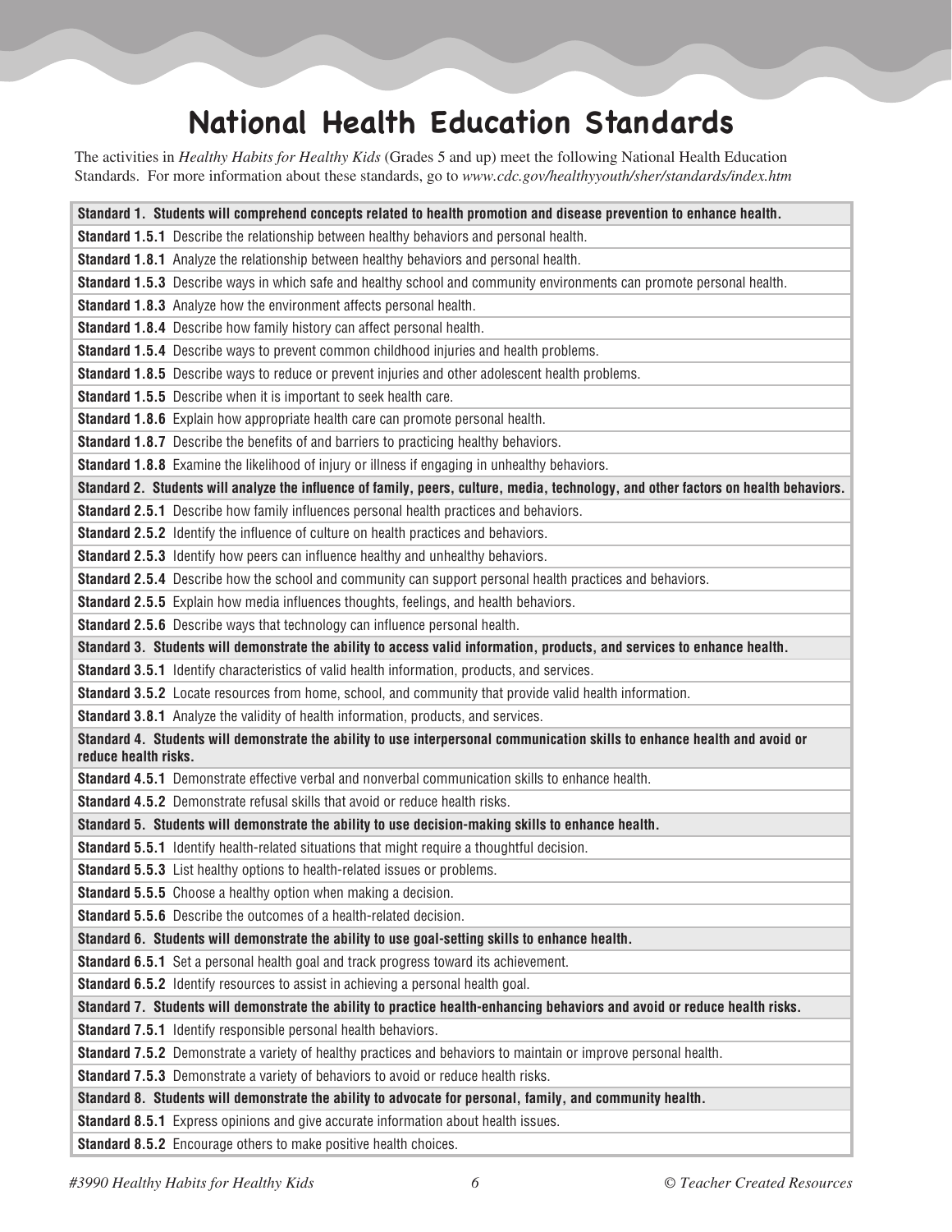# National Health Education Standards

The activities in *Healthy Habits for Healthy Kids* (Grades 5 and up) meet the following National Health Education Standards. For more information about these standards, go to *www.cdc.gov/healthyyouth/sher/standards/index.htm*

| **Standard 1. Students will comprehend concepts related to health promotion and disease prevention to enhance health.** |
|---|
| **Standard 1.5.1** Describe the relationship between healthy behaviors and personal health. |
| **Standard 1.8.1** Analyze the relationship between healthy behaviors and personal health. |
| **Standard 1.5.3** Describe ways in which safe and healthy school and community environments can promote personal health. |
| **Standard 1.8.3** Analyze how the environment affects personal health. |
| **Standard 1.8.4** Describe how family history can affect personal health. |
| **Standard 1.5.4** Describe ways to prevent common childhood injuries and health problems. |
| **Standard 1.8.5** Describe ways to reduce or prevent injuries and other adolescent health problems. |
| **Standard 1.5.5** Describe when it is important to seek health care. |
| **Standard 1.8.6** Explain how appropriate health care can promote personal health. |
| **Standard 1.8.7** Describe the benefits of and barriers to practicing healthy behaviors. |
| **Standard 1.8.8** Examine the likelihood of injury or illness if engaging in unhealthy behaviors. |
| **Standard 2. Students will analyze the influence of family, peers, culture, media, technology, and other factors on health behaviors.** |
| **Standard 2.5.1** Describe how family influences personal health practices and behaviors. |
| **Standard 2.5.2** Identify the influence of culture on health practices and behaviors. |
| **Standard 2.5.3** Identify how peers can influence healthy and unhealthy behaviors. |
| **Standard 2.5.4** Describe how the school and community can support personal health practices and behaviors. |
| **Standard 2.5.5** Explain how media influences thoughts, feelings, and health behaviors. |
| **Standard 2.5.6** Describe ways that technology can influence personal health. |
| **Standard 3. Students will demonstrate the ability to access valid information, products, and services to enhance health.** |
| **Standard 3.5.1** Identify characteristics of valid health information, products, and services. |
| **Standard 3.5.2** Locate resources from home, school, and community that provide valid health information. |
| **Standard 3.8.1** Analyze the validity of health information, products, and services. |
| **Standard 4. Students will demonstrate the ability to use interpersonal communication skills to enhance health and avoid or reduce health risks.** |
| **Standard 4.5.1** Demonstrate effective verbal and nonverbal communication skills to enhance health. |
| **Standard 4.5.2** Demonstrate refusal skills that avoid or reduce health risks. |
| **Standard 5. Students will demonstrate the ability to use decision-making skills to enhance health.** |
| **Standard 5.5.1** Identify health-related situations that might require a thoughtful decision. |
| **Standard 5.5.3** List healthy options to health-related issues or problems. |
| **Standard 5.5.5** Choose a healthy option when making a decision. |
| **Standard 5.5.6** Describe the outcomes of a health-related decision. |
| **Standard 6. Students will demonstrate the ability to use goal-setting skills to enhance health.** |
| **Standard 6.5.1** Set a personal health goal and track progress toward its achievement. |
| **Standard 6.5.2** Identify resources to assist in achieving a personal health goal. |
| **Standard 7. Students will demonstrate the ability to practice health-enhancing behaviors and avoid or reduce health risks.** |
| **Standard 7.5.1** Identify responsible personal health behaviors. |
| **Standard 7.5.2** Demonstrate a variety of healthy practices and behaviors to maintain or improve personal health. |
| **Standard 7.5.3** Demonstrate a variety of behaviors to avoid or reduce health risks. |
| **Standard 8. Students will demonstrate the ability to advocate for personal, family, and community health.** |
| **Standard 8.5.1** Express opinions and give accurate information about health issues. |
| **Standard 8.5.2** Encourage others to make positive health choices. |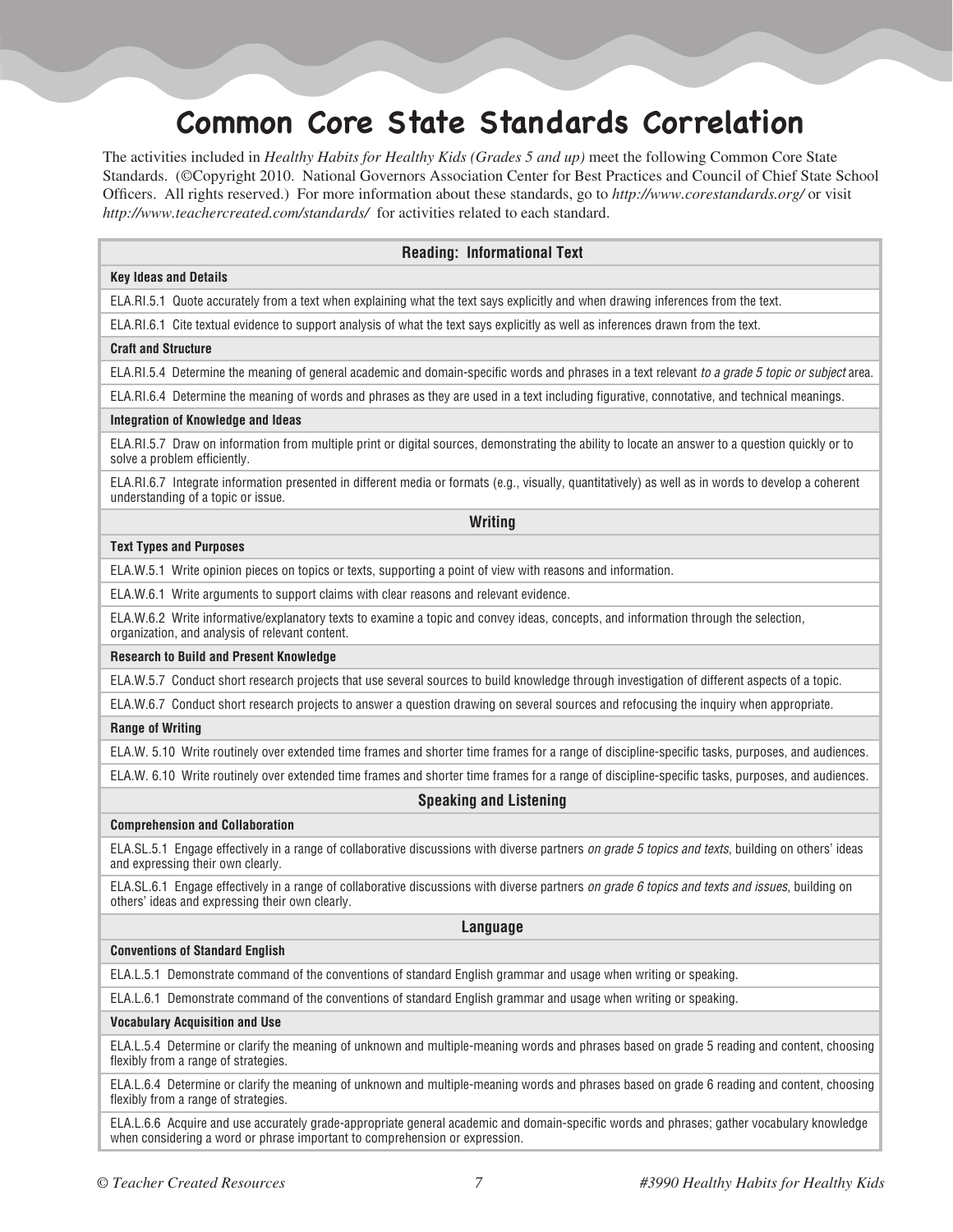# Common Core State Standards Correlation

The activities included in *Healthy Habits for Healthy Kids (Grades 5 and up)* meet the following Common Core State Standards. (©Copyright 2010. National Governors Association Center for Best Practices and Council of Chief State School Officers. All rights reserved.) For more information about these standards, go to *http://www.corestandards.org/* or visit *http://www.teachercreated.com/standards/* for activities related to each standard.

| Reading: Informational Text |
|---|
| **Key Ideas and Details** |
| ELA.RI.5.1 Quote accurately from a text when explaining what the text says explicitly and when drawing inferences from the text. |
| ELA.RI.6.1 Cite textual evidence to support analysis of what the text says explicitly as well as inferences drawn from the text. |
| **Craft and Structure** |
| ELA.RI.5.4 Determine the meaning of general academic and domain-specific words and phrases in a text relevant *to a grade 5 topic or subject* area. |
| ELA.RI.6.4 Determine the meaning of words and phrases as they are used in a text including figurative, connotative, and technical meanings. |
| **Integration of Knowledge and Ideas** |
| ELA.RI.5.7 Draw on information from multiple print or digital sources, demonstrating the ability to locate an answer to a question quickly or to solve a problem efficiently. |
| ELA.RI.6.7 Integrate information presented in different media or formats (e.g., visually, quantitatively) as well as in words to develop a coherent understanding of a topic or issue. |
| **Writing** |
| **Text Types and Purposes** |
| ELA.W.5.1 Write opinion pieces on topics or texts, supporting a point of view with reasons and information. |
| ELA.W.6.1 Write arguments to support claims with clear reasons and relevant evidence. |
| ELA.W.6.2 Write informative/explanatory texts to examine a topic and convey ideas, concepts, and information through the selection, organization, and analysis of relevant content. |
| **Research to Build and Present Knowledge** |
| ELA.W.5.7 Conduct short research projects that use several sources to build knowledge through investigation of different aspects of a topic. |
| ELA.W.6.7 Conduct short research projects to answer a question drawing on several sources and refocusing the inquiry when appropriate. |
| **Range of Writing** |
| ELA.W. 5.10 Write routinely over extended time frames and shorter time frames for a range of discipline-specific tasks, purposes, and audiences. |
| ELA.W. 6.10 Write routinely over extended time frames and shorter time frames for a range of discipline-specific tasks, purposes, and audiences. |
| **Speaking and Listening** |
| **Comprehension and Collaboration** |
| ELA.SL.5.1 Engage effectively in a range of collaborative discussions with diverse partners *on grade 5 topics and texts*, building on others' ideas and expressing their own clearly. |
| ELA.SL.6.1 Engage effectively in a range of collaborative discussions with diverse partners *on grade 6 topics and texts and issues*, building on others' ideas and expressing their own clearly. |
| **Language** |
| **Conventions of Standard English** |
| ELA.L.5.1 Demonstrate command of the conventions of standard English grammar and usage when writing or speaking. |
| ELA.L.6.1 Demonstrate command of the conventions of standard English grammar and usage when writing or speaking. |
| **Vocabulary Acquisition and Use** |
| ELA.L.5.4 Determine or clarify the meaning of unknown and multiple-meaning words and phrases based on grade 5 reading and content, choosing flexibly from a range of strategies. |
| ELA.L.6.4 Determine or clarify the meaning of unknown and multiple-meaning words and phrases based on grade 6 reading and content, choosing flexibly from a range of strategies. |
| ELA.L.6.6 Acquire and use accurately grade-appropriate general academic and domain-specific words and phrases; gather vocabulary knowledge when considering a word or phrase important to comprehension or expression. |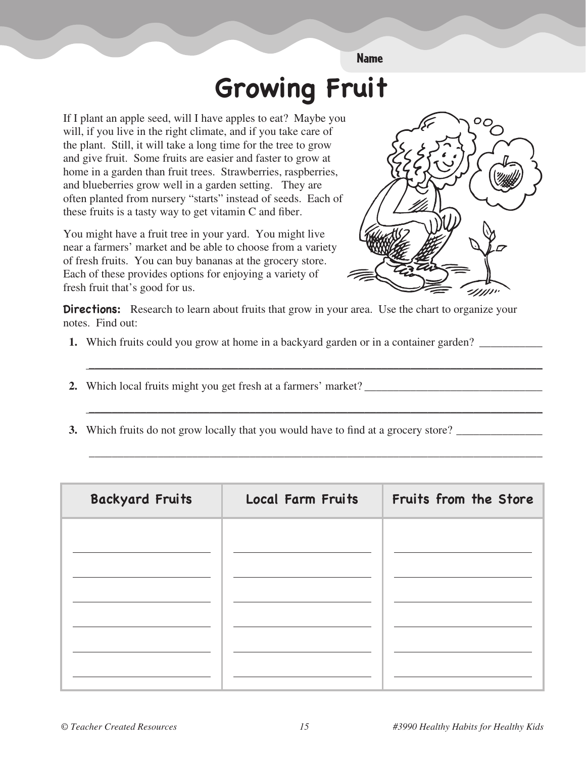Name

# Growing Fruit

If I plant an apple seed, will I have apples to eat? Maybe you will, if you live in the right climate, and if you take care of the plant. Still, it will take a long time for the tree to grow and give fruit. Some fruits are easier and faster to grow at home in a garden than fruit trees. Strawberries, raspberries, and blueberries grow well in a garden setting. They are often planted from nursery "starts" instead of seeds. Each of these fruits is a tasty way to get vitamin C and fiber.

You might have a fruit tree in your yard. You might live near a farmers' market and be able to choose from a variety of fresh fruits. You can buy bananas at the grocery store. Each of these provides options for enjoying a variety of fresh fruit that's good for us.

**Directions:** Research to learn about fruits that grow in your area. Use the chart to organize your notes. Find out:

1. Which fruits could you grow at home in a backyard garden or in a container garden? ___________
   ________________________________________________________________________________
2. Which local fruits might you get fresh at a farmers' market? ________________________________
   ________________________________________________________________________________
3. Which fruits do not grow locally that you would have to find at a grocery store? _______________
   ________________________________________________________________________________

| Backyard Fruits | Local Farm Fruits | Fruits from the Store |
|---|---|---|
| ______________ | ______________ | ______________ |
| ______________ | ______________ | ______________ |
| ______________ | ______________ | ______________ |
| ______________ | ______________ | ______________ |
| ______________ | ______________ | ______________ |
| ______________ | ______________ | ______________ |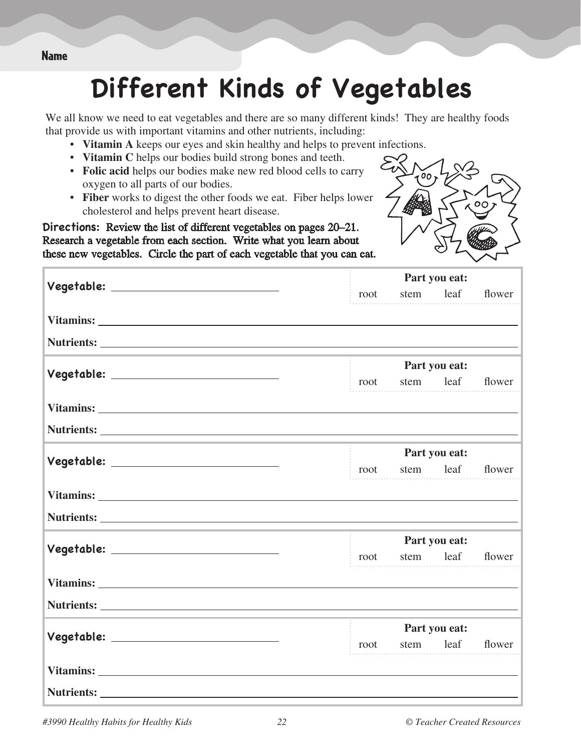Name

# Different Kinds of Vegetables

We all know we need to eat vegetables and there are so many different kinds! They are healthy foods that provide us with important vitamins and other nutrients, including:

- **Vitamin A** keeps our eyes and skin healthy and helps to prevent infections.
- **Vitamin C** helps our bodies build strong bones and teeth.
- **Folic acid** helps our bodies make new red blood cells to carry oxygen to all parts of our bodies.
- **Fiber** works to digest the other foods we eat. Fiber helps lower cholesterol and helps prevent heart disease.

**Directions:** Review the list of different vegetables on pages 20–21. Research a vegetable from each section. Write what you learn about these new vegetables. Circle the part of each vegetable that you can eat.

**Vegetable:** ______________________________ **Part you eat:** root stem leaf flower

**Vitamins:** ________________________________________________________________

**Nutrients:** ________________________________________________________________

**Vegetable:** ______________________________ **Part you eat:** root stem leaf flower

**Vitamins:** ________________________________________________________________

**Nutrients:** ________________________________________________________________

**Vegetable:** ______________________________ **Part you eat:** root stem leaf flower

**Vitamins:** ________________________________________________________________

**Nutrients:** ________________________________________________________________

**Vegetable:** ______________________________ **Part you eat:** root stem leaf flower

**Vitamins:** ________________________________________________________________

**Nutrients:** ________________________________________________________________

**Vegetable:** ______________________________ **Part you eat:** root stem leaf flower

**Vitamins:** ________________________________________________________________

**Nutrients:** ________________________________________________________________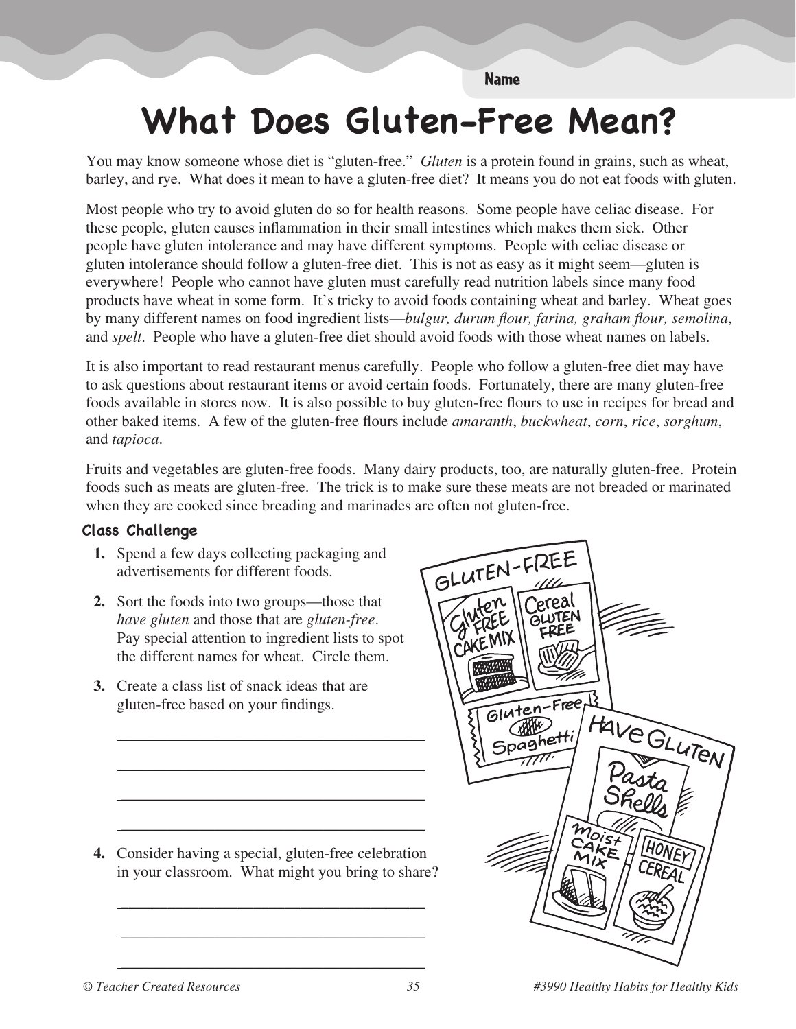Name

# What Does Gluten-Free Mean?

You may know someone whose diet is "gluten-free." *Gluten* is a protein found in grains, such as wheat, barley, and rye. What does it mean to have a gluten-free diet? It means you do not eat foods with gluten.

Most people who try to avoid gluten do so for health reasons. Some people have celiac disease. For these people, gluten causes inflammation in their small intestines which makes them sick. Other people have gluten intolerance and may have different symptoms. People with celiac disease or gluten intolerance should follow a gluten-free diet. This is not as easy as it might seem—gluten is everywhere! People who cannot have gluten must carefully read nutrition labels since many food products have wheat in some form. It's tricky to avoid foods containing wheat and barley. Wheat goes by many different names on food ingredient lists—*bulgur, durum flour, farina, graham flour, semolina*, and *spelt*. People who have a gluten-free diet should avoid foods with those wheat names on labels.

It is also important to read restaurant menus carefully. People who follow a gluten-free diet may have to ask questions about restaurant items or avoid certain foods. Fortunately, there are many gluten-free foods available in stores now. It is also possible to buy gluten-free flours to use in recipes for bread and other baked items. A few of the gluten-free flours include *amaranth*, *buckwheat*, *corn*, *rice*, *sorghum*, and *tapioca*.

Fruits and vegetables are gluten-free foods. Many dairy products, too, are naturally gluten-free. Protein foods such as meats are gluten-free. The trick is to make sure these meats are not breaded or marinated when they are cooked since breading and marinades are often not gluten-free.

### Class Challenge

1. Spend a few days collecting packaging and advertisements for different foods.
2. Sort the foods into two groups—those that *have gluten* and those that are *gluten-free*. Pay special attention to ingredient lists to spot the different names for wheat. Circle them.
3. Create a class list of snack ideas that are gluten-free based on your findings.

 ______________________________________

 ______________________________________

 ______________________________________

 ______________________________________

4. Consider having a special, gluten-free celebration in your classroom. What might you bring to share?

 ______________________________________

 ______________________________________

 ______________________________________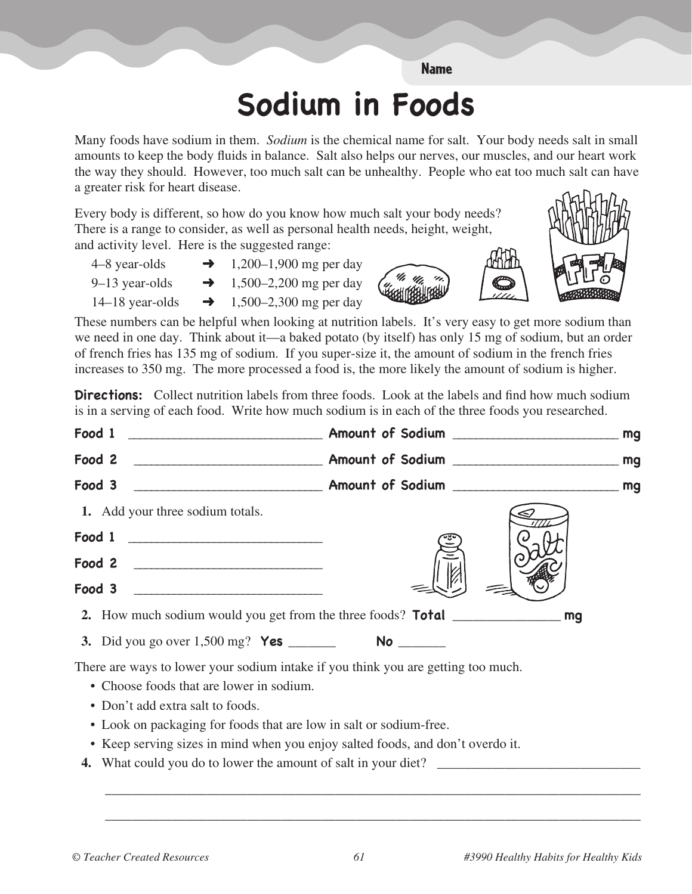Name

# Sodium in Foods

Many foods have sodium in them. *Sodium* is the chemical name for salt. Your body needs salt in small amounts to keep the body fluids in balance. Salt also helps our nerves, our muscles, and our heart work the way they should. However, too much salt can be unhealthy. People who eat too much salt can have a greater risk for heart disease.

Every body is different, so how do you know how much salt your body needs? There is a range to consider, as well as personal health needs, height, weight, and activity level. Here is the suggested range:

4–8 year-olds ➜ 1,200–1,900 mg per day
9–13 year-olds ➜ 1,500–2,200 mg per day
14–18 year-olds ➜ 1,500–2,300 mg per day

These numbers can be helpful when looking at nutrition labels. It's very easy to get more sodium than we need in one day. Think about it—a baked potato (by itself) has only 15 mg of sodium, but an order of french fries has 135 mg of sodium. If you super-size it, the amount of sodium in the french fries increases to 350 mg. The more processed a food is, the more likely the amount of sodium is higher.

**Directions:** Collect nutrition labels from three foods. Look at the labels and find how much sodium is in a serving of each food. Write how much sodium is in each of the three foods you researched.

**Food 1** ____________________________ **Amount of Sodium** ________________________ **mg**

**Food 2** ____________________________ **Amount of Sodium** ________________________ **mg**

**Food 3** ____________________________ **Amount of Sodium** ________________________ **mg**

1. Add your three sodium totals.

**Food 1** ____________________________

**Food 2** ____________________________

**Food 3** ____________________________

2. How much sodium would you get from the three foods? **Total** ________________ **mg**

3. Did you go over 1,500 mg? **Yes** _______ **No** _______

There are ways to lower your sodium intake if you think you are getting too much.

- Choose foods that are lower in sodium.
- Don't add extra salt to foods.
- Look on packaging for foods that are low in salt or sodium-free.
- Keep serving sizes in mind when you enjoy salted foods, and don't overdo it.

4. What could you do to lower the amount of salt in your diet? _______________________________

_____________________________________________________________________________________

_____________________________________________________________________________________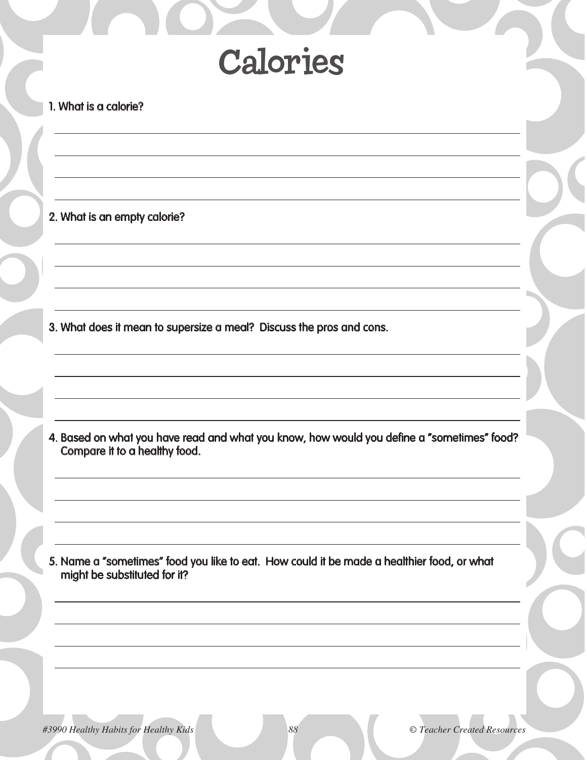# Calories

1. What is a calorie?

2. What is an empty calorie?

3. What does it mean to supersize a meal? Discuss the pros and cons.

4. Based on what you have read and what you know, how would you define a "sometimes" food? Compare it to a healthy food.

5. Name a "sometimes" food you like to eat. How could it be made a healthier food, or what might be substituted for it?